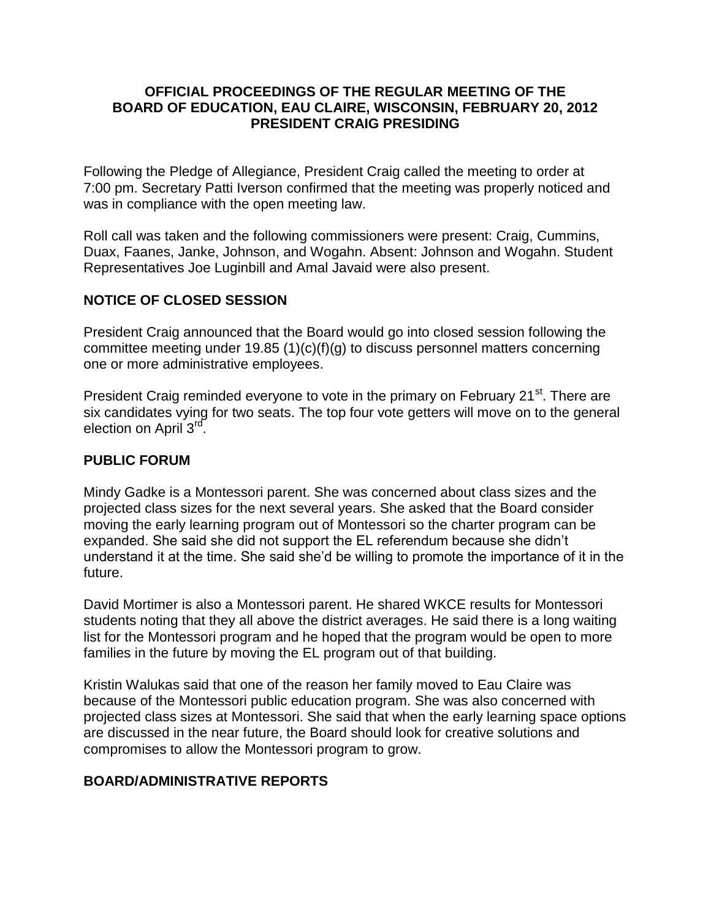**OFFICIAL PROCEEDINGS OF THE REGULAR MEETING OF THE BOARD OF EDUCATION, EAU CLAIRE, WISCONSIN, FEBRUARY 20, 2012 PRESIDENT CRAIG PRESIDING**

Following the Pledge of Allegiance, President Craig called the meeting to order at 7:00 pm. Secretary Patti Iverson confirmed that the meeting was properly noticed and was in compliance with the open meeting law.

Roll call was taken and the following commissioners were present: Craig, Cummins, Duax, Faanes, Janke, Johnson, and Wogahn. Absent: Johnson and Wogahn. Student Representatives Joe Luginbill and Amal Javaid were also present.

## NOTICE OF CLOSED SESSION

President Craig announced that the Board would go into closed session following the committee meeting under 19.85 (1)(c)(f)(g) to discuss personnel matters concerning one or more administrative employees.

President Craig reminded everyone to vote in the primary on February 21st. There are six candidates vying for two seats. The top four vote getters will move on to the general election on April 3rd.

## PUBLIC FORUM

Mindy Gadke is a Montessori parent. She was concerned about class sizes and the projected class sizes for the next several years. She asked that the Board consider moving the early learning program out of Montessori so the charter program can be expanded. She said she did not support the EL referendum because she didn't understand it at the time. She said she'd be willing to promote the importance of it in the future.

David Mortimer is also a Montessori parent. He shared WKCE results for Montessori students noting that they all above the district averages. He said there is a long waiting list for the Montessori program and he hoped that the program would be open to more families in the future by moving the EL program out of that building.

Kristin Walukas said that one of the reason her family moved to Eau Claire was because of the Montessori public education program. She was also concerned with projected class sizes at Montessori. She said that when the early learning space options are discussed in the near future, the Board should look for creative solutions and compromises to allow the Montessori program to grow.

## BOARD/ADMINISTRATIVE REPORTS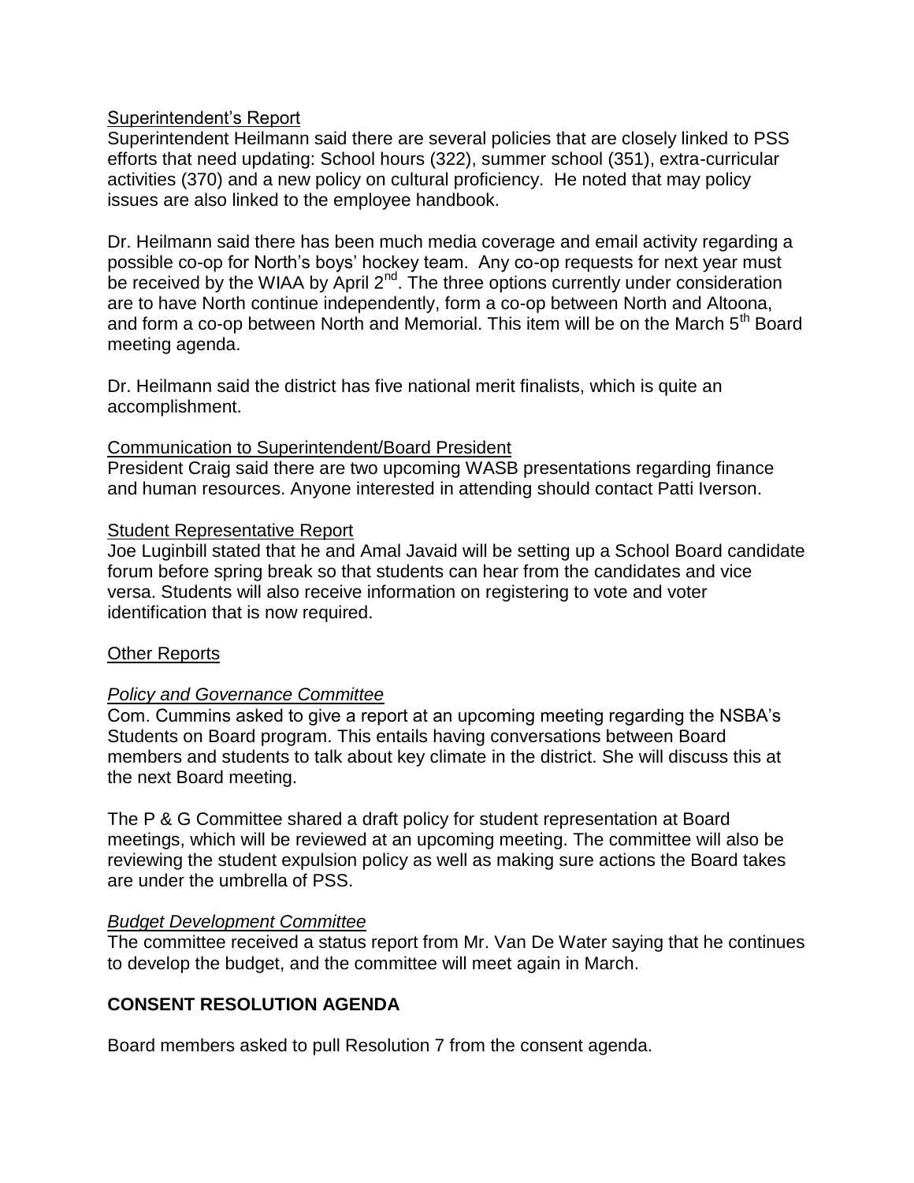Superintendent's Report

Superintendent Heilmann said there are several policies that are closely linked to PSS efforts that need updating: School hours (322), summer school (351), extra-curricular activities (370) and a new policy on cultural proficiency. He noted that may policy issues are also linked to the employee handbook.

Dr. Heilmann said there has been much media coverage and email activity regarding a possible co-op for North's boys' hockey team. Any co-op requests for next year must be received by the WIAA by April 2nd. The three options currently under consideration are to have North continue independently, form a co-op between North and Altoona, and form a co-op between North and Memorial. This item will be on the March 5th Board meeting agenda.

Dr. Heilmann said the district has five national merit finalists, which is quite an accomplishment.

Communication to Superintendent/Board President

President Craig said there are two upcoming WASB presentations regarding finance and human resources. Anyone interested in attending should contact Patti Iverson.

Student Representative Report

Joe Luginbill stated that he and Amal Javaid will be setting up a School Board candidate forum before spring break so that students can hear from the candidates and vice versa. Students will also receive information on registering to vote and voter identification that is now required.

Other Reports

*Policy and Governance Committee*

Com. Cummins asked to give a report at an upcoming meeting regarding the NSBA's Students on Board program. This entails having conversations between Board members and students to talk about key climate in the district. She will discuss this at the next Board meeting.

The P & G Committee shared a draft policy for student representation at Board meetings, which will be reviewed at an upcoming meeting. The committee will also be reviewing the student expulsion policy as well as making sure actions the Board takes are under the umbrella of PSS.

*Budget Development Committee*

The committee received a status report from Mr. Van De Water saying that he continues to develop the budget, and the committee will meet again in March.

**CONSENT RESOLUTION AGENDA**

Board members asked to pull Resolution 7 from the consent agenda.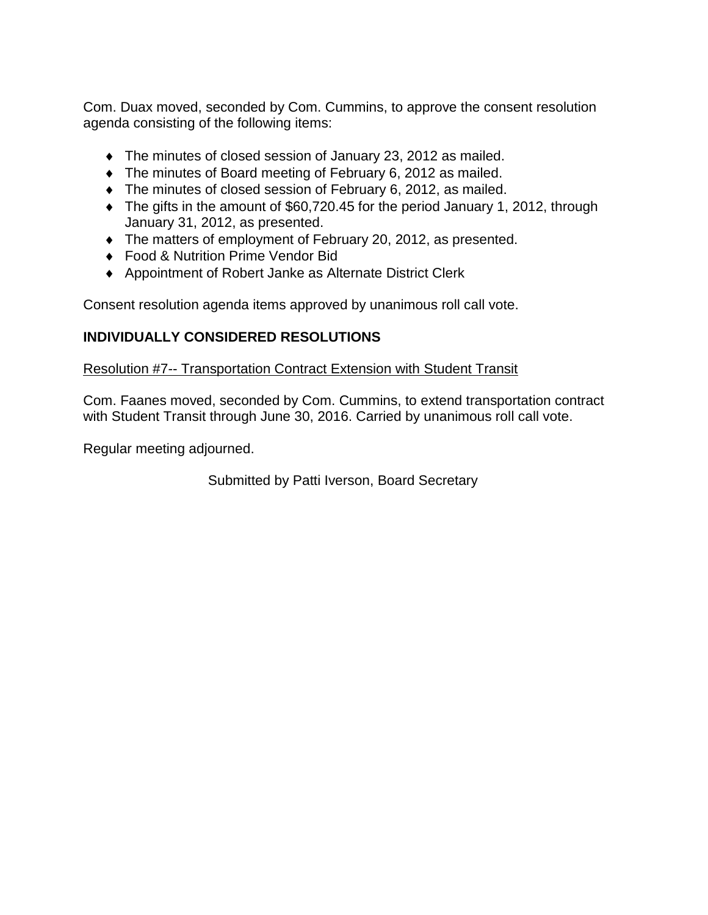Com. Duax moved, seconded by Com. Cummins, to approve the consent resolution agenda consisting of the following items:

- The minutes of closed session of January 23, 2012 as mailed.
- The minutes of Board meeting of February 6, 2012 as mailed.
- The minutes of closed session of February 6, 2012, as mailed.
- The gifts in the amount of $60,720.45 for the period January 1, 2012, through January 31, 2012, as presented.
- The matters of employment of February 20, 2012, as presented.
- Food & Nutrition Prime Vendor Bid
- Appointment of Robert Janke as Alternate District Clerk

Consent resolution agenda items approved by unanimous roll call vote.

**INDIVIDUALLY CONSIDERED RESOLUTIONS**

Resolution #7-- Transportation Contract Extension with Student Transit

Com. Faanes moved, seconded by Com. Cummins, to extend transportation contract with Student Transit through June 30, 2016. Carried by unanimous roll call vote.

Regular meeting adjourned.

Submitted by Patti Iverson, Board Secretary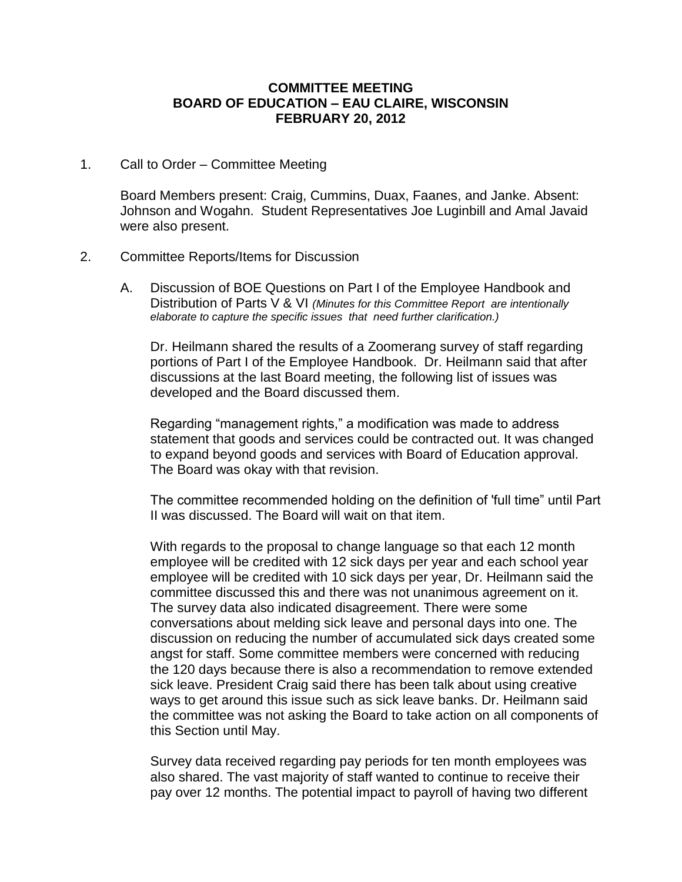**COMMITTEE MEETING**
**BOARD OF EDUCATION – EAU CLAIRE, WISCONSIN**
**FEBRUARY 20, 2012**

1. Call to Order – Committee Meeting

   Board Members present: Craig, Cummins, Duax, Faanes, and Janke. Absent: Johnson and Wogahn. Student Representatives Joe Luginbill and Amal Javaid were also present.

2. Committee Reports/Items for Discussion

   A. Discussion of BOE Questions on Part I of the Employee Handbook and Distribution of Parts V & VI *(Minutes for this Committee Report are intentionally elaborate to capture the specific issues that need further clarification.)*

      Dr. Heilmann shared the results of a Zoomerang survey of staff regarding portions of Part I of the Employee Handbook. Dr. Heilmann said that after discussions at the last Board meeting, the following list of issues was developed and the Board discussed them.

      Regarding "management rights," a modification was made to address statement that goods and services could be contracted out. It was changed to expand beyond goods and services with Board of Education approval. The Board was okay with that revision.

      The committee recommended holding on the definition of 'full time" until Part II was discussed. The Board will wait on that item.

      With regards to the proposal to change language so that each 12 month employee will be credited with 12 sick days per year and each school year employee will be credited with 10 sick days per year, Dr. Heilmann said the committee discussed this and there was not unanimous agreement on it. The survey data also indicated disagreement. There were some conversations about melding sick leave and personal days into one. The discussion on reducing the number of accumulated sick days created some angst for staff. Some committee members were concerned with reducing the 120 days because there is also a recommendation to remove extended sick leave. President Craig said there has been talk about using creative ways to get around this issue such as sick leave banks. Dr. Heilmann said the committee was not asking the Board to take action on all components of this Section until May.

      Survey data received regarding pay periods for ten month employees was also shared. The vast majority of staff wanted to continue to receive their pay over 12 months. The potential impact to payroll of having two different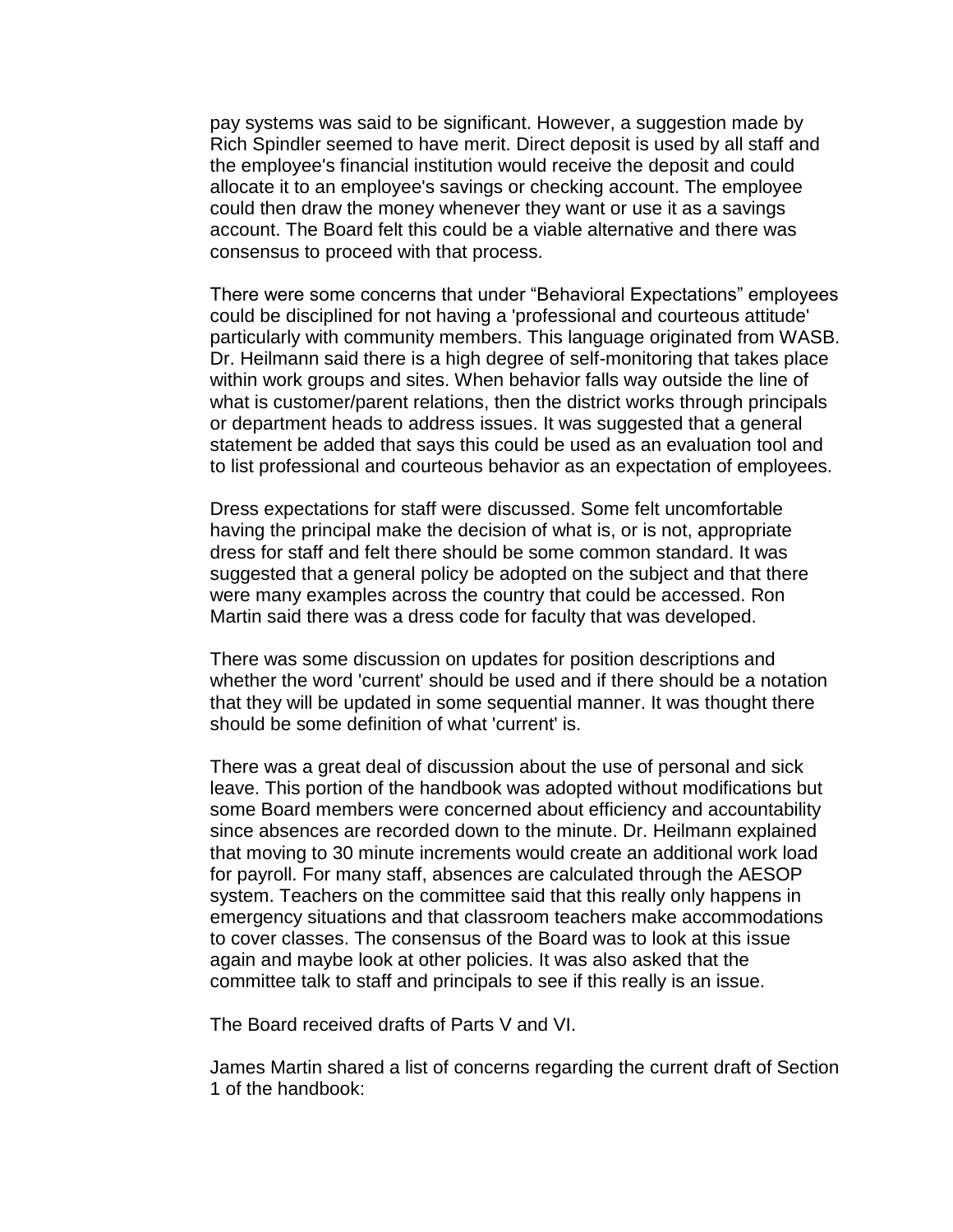pay systems was said to be significant. However, a suggestion made by Rich Spindler seemed to have merit. Direct deposit is used by all staff and the employee's financial institution would receive the deposit and could allocate it to an employee's savings or checking account. The employee could then draw the money whenever they want or use it as a savings account. The Board felt this could be a viable alternative and there was consensus to proceed with that process.

There were some concerns that under "Behavioral Expectations" employees could be disciplined for not having a 'professional and courteous attitude' particularly with community members. This language originated from WASB. Dr. Heilmann said there is a high degree of self-monitoring that takes place within work groups and sites. When behavior falls way outside the line of what is customer/parent relations, then the district works through principals or department heads to address issues. It was suggested that a general statement be added that says this could be used as an evaluation tool and to list professional and courteous behavior as an expectation of employees.

Dress expectations for staff were discussed. Some felt uncomfortable having the principal make the decision of what is, or is not, appropriate dress for staff and felt there should be some common standard. It was suggested that a general policy be adopted on the subject and that there were many examples across the country that could be accessed. Ron Martin said there was a dress code for faculty that was developed.

There was some discussion on updates for position descriptions and whether the word 'current' should be used and if there should be a notation that they will be updated in some sequential manner. It was thought there should be some definition of what 'current' is.

There was a great deal of discussion about the use of personal and sick leave. This portion of the handbook was adopted without modifications but some Board members were concerned about efficiency and accountability since absences are recorded down to the minute. Dr. Heilmann explained that moving to 30 minute increments would create an additional work load for payroll. For many staff, absences are calculated through the AESOP system. Teachers on the committee said that this really only happens in emergency situations and that classroom teachers make accommodations to cover classes. The consensus of the Board was to look at this issue again and maybe look at other policies. It was also asked that the committee talk to staff and principals to see if this really is an issue.

The Board received drafts of Parts V and VI.

James Martin shared a list of concerns regarding the current draft of Section 1 of the handbook: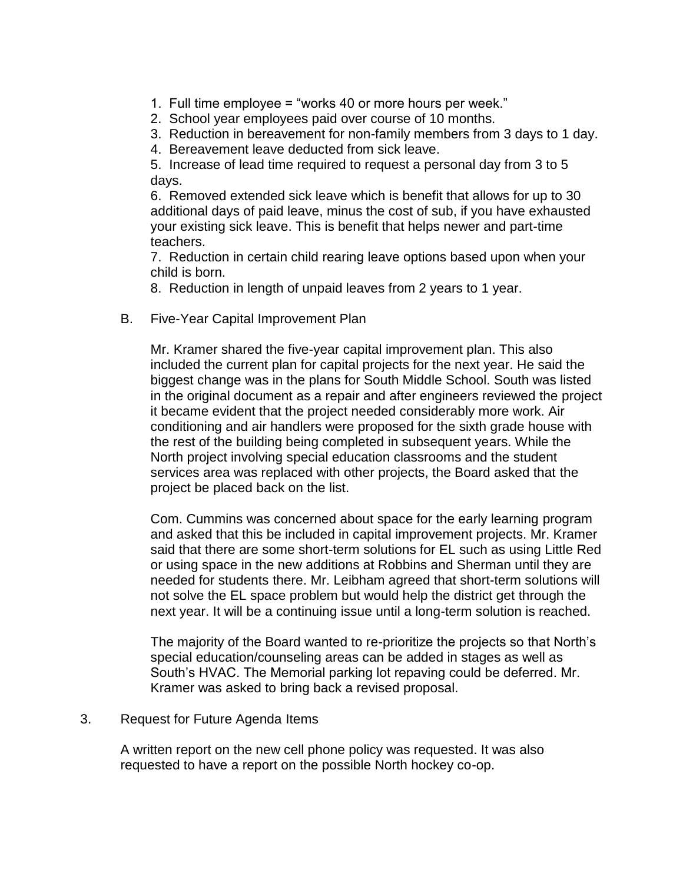1. Full time employee = "works 40 or more hours per week."
2. School year employees paid over course of 10 months.
3. Reduction in bereavement for non-family members from 3 days to 1 day.
4. Bereavement leave deducted from sick leave.
5. Increase of lead time required to request a personal day from 3 to 5 days.
6. Removed extended sick leave which is benefit that allows for up to 30 additional days of paid leave, minus the cost of sub, if you have exhausted your existing sick leave. This is benefit that helps newer and part-time teachers.
7. Reduction in certain child rearing leave options based upon when your child is born.
8. Reduction in length of unpaid leaves from 2 years to 1 year.

B. Five-Year Capital Improvement Plan

Mr. Kramer shared the five-year capital improvement plan. This also included the current plan for capital projects for the next year. He said the biggest change was in the plans for South Middle School. South was listed in the original document as a repair and after engineers reviewed the project it became evident that the project needed considerably more work. Air conditioning and air handlers were proposed for the sixth grade house with the rest of the building being completed in subsequent years. While the North project involving special education classrooms and the student services area was replaced with other projects, the Board asked that the project be placed back on the list.

Com. Cummins was concerned about space for the early learning program and asked that this be included in capital improvement projects. Mr. Kramer said that there are some short-term solutions for EL such as using Little Red or using space in the new additions at Robbins and Sherman until they are needed for students there. Mr. Leibham agreed that short-term solutions will not solve the EL space problem but would help the district get through the next year. It will be a continuing issue until a long-term solution is reached.

The majority of the Board wanted to re-prioritize the projects so that North's special education/counseling areas can be added in stages as well as South's HVAC. The Memorial parking lot repaving could be deferred. Mr. Kramer was asked to bring back a revised proposal.

3. Request for Future Agenda Items

A written report on the new cell phone policy was requested. It was also requested to have a report on the possible North hockey co-op.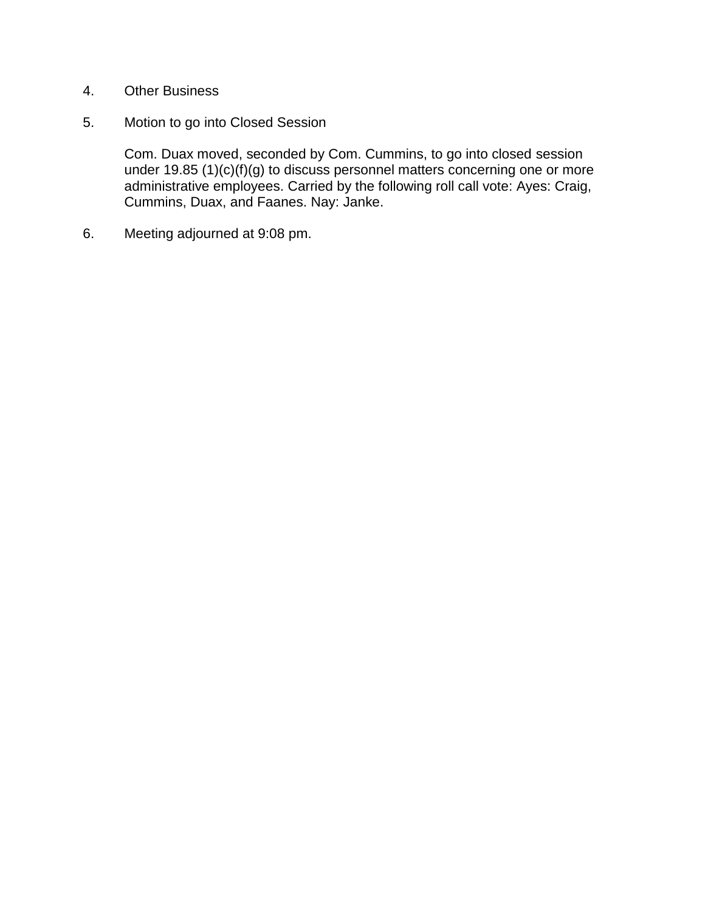4. Other Business

5. Motion to go into Closed Session

   Com. Duax moved, seconded by Com. Cummins, to go into closed session under 19.85 (1)(c)(f)(g) to discuss personnel matters concerning one or more administrative employees. Carried by the following roll call vote: Ayes: Craig, Cummins, Duax, and Faanes. Nay: Janke.

6. Meeting adjourned at 9:08 pm.